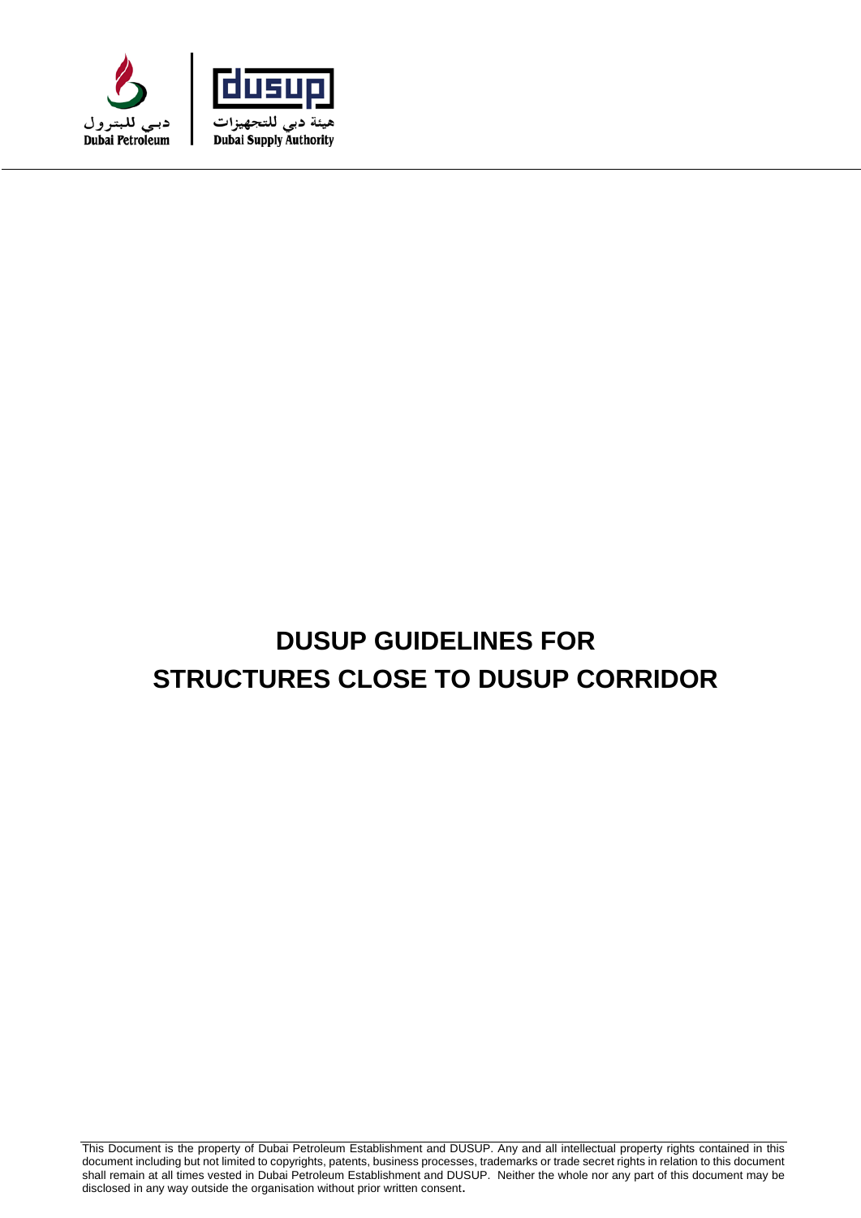دبي للبترول
Dubai Petroleum

dusup
هيئة دبي للتجهيزات
Dubai Supply Authority

# DUSUP GUIDELINES FOR STRUCTURES CLOSE TO DUSUP CORRIDOR

This Document is the property of Dubai Petroleum Establishment and DUSUP. Any and all intellectual property rights contained in this document including but not limited to copyrights, patents, business processes, trademarks or trade secret rights in relation to this document shall remain at all times vested in Dubai Petroleum Establishment and DUSUP. Neither the whole nor any part of this document may be disclosed in any way outside the organisation without prior written consent.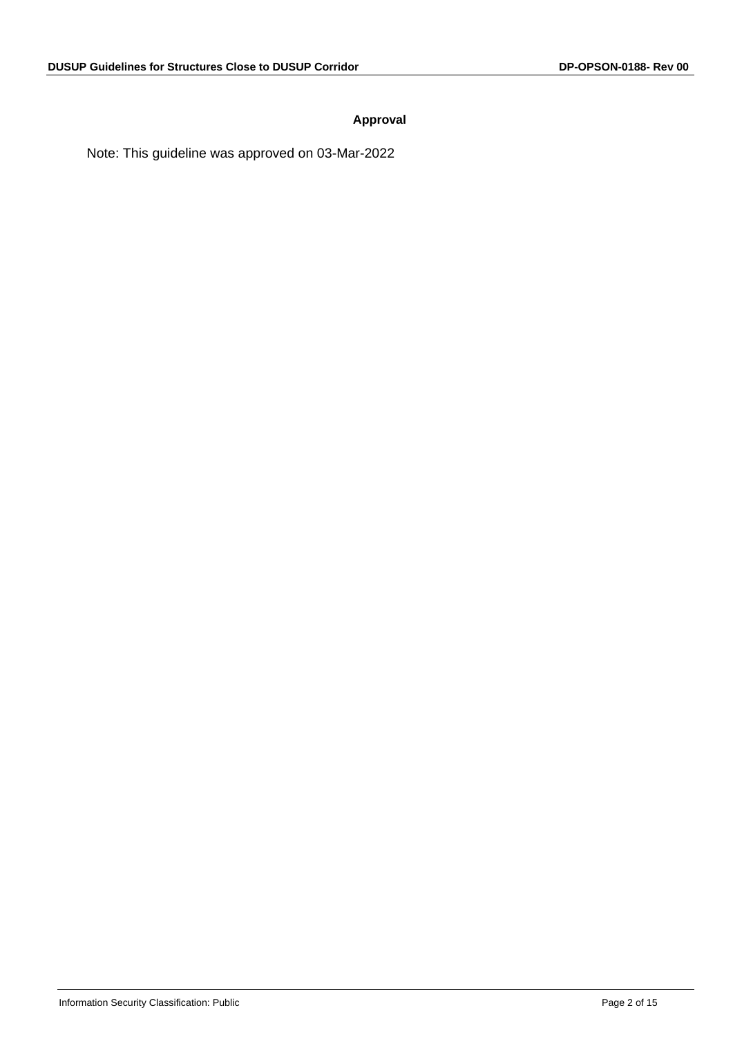## Approval

Note: This guideline was approved on 03-Mar-2022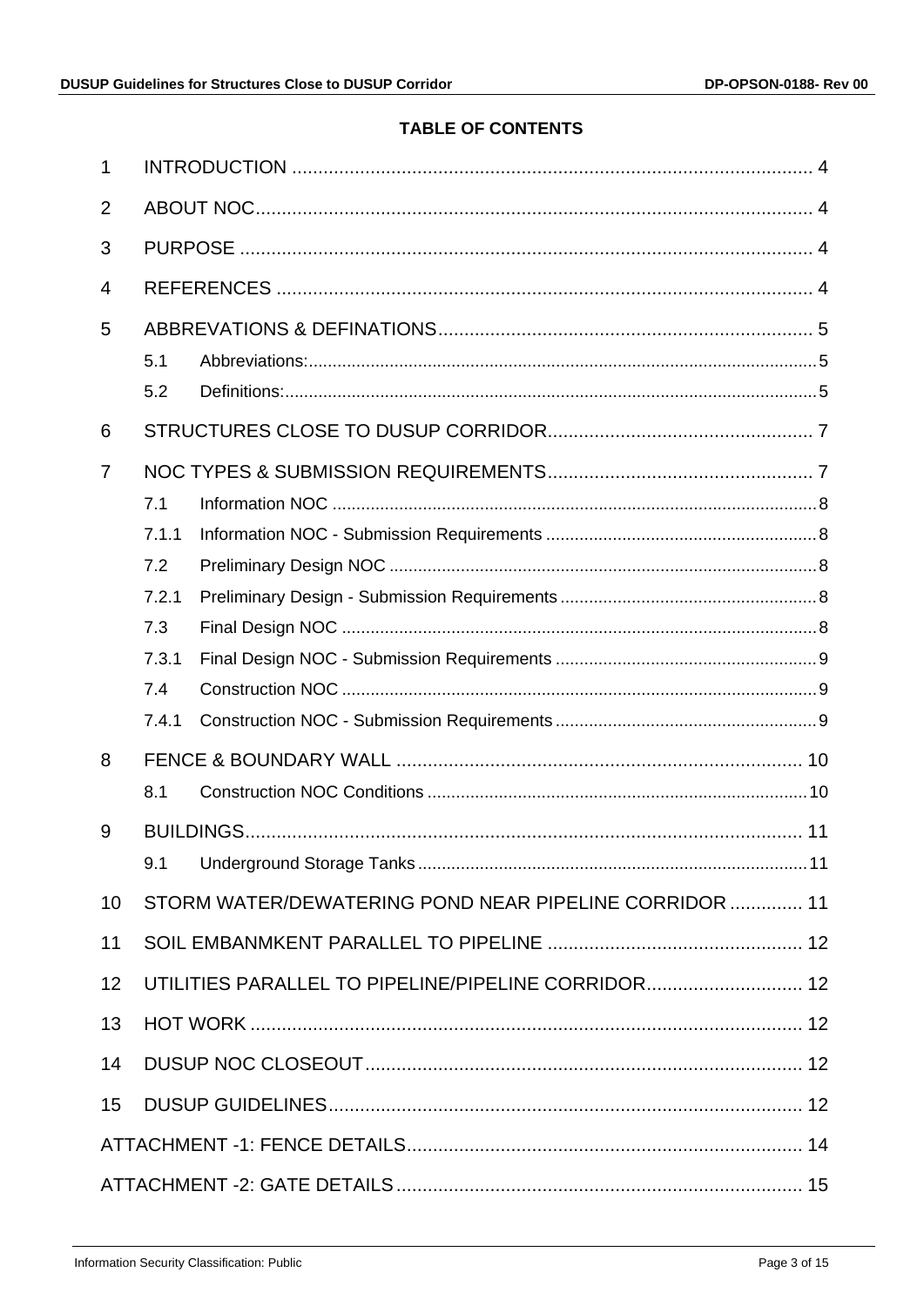**TABLE OF CONTENTS**

1 INTRODUCTION ................................................................................................ 4

2 ABOUT NOC ....................................................................................................... 4

3 PURPOSE .......................................................................................................... 4

4 REFERENCES ................................................................................................... 4

5 ABBREVATIONS & DEFINATIONS ..................................................................... 5

- 5.1 Abbreviations: ............................................................................................. 5
- 5.2 Definitions: ................................................................................................. 5

6 STRUCTURES CLOSE TO DUSUP CORRIDOR ................................................. 7

7 NOC TYPES & SUBMISSION REQUIREMENTS ................................................. 7

- 7.1 Information NOC ......................................................................................... 8
- 7.1.1 Information NOC - Submission Requirements ............................................ 8
- 7.2 Preliminary Design NOC ............................................................................. 8
- 7.2.1 Preliminary Design - Submission Requirements ......................................... 8
- 7.3 Final Design NOC ....................................................................................... 8
- 7.3.1 Final Design NOC - Submission Requirements ........................................... 9
- 7.4 Construction NOC ....................................................................................... 9
- 7.4.1 Construction NOC - Submission Requirements .......................................... 9

8 FENCE & BOUNDARY WALL ............................................................................ 10

- 8.1 Construction NOC Conditions ................................................................... 10

9 BUILDINGS ....................................................................................................... 11

- 9.1 Underground Storage Tanks ..................................................................... 11

10 STORM WATER/DEWATERING POND NEAR PIPELINE CORRIDOR ............. 11

11 SOIL EMBANMKENT PARALLEL TO PIPELINE ............................................... 12

12 UTILITIES PARALLEL TO PIPELINE/PIPELINE CORRIDOR ............................ 12

13 HOT WORK ....................................................................................................... 12

14 DUSUP NOC CLOSEOUT .................................................................................. 12

15 DUSUP GUIDELINES ......................................................................................... 12

ATTACHMENT -1: FENCE DETAILS ........................................................................ 14

ATTACHMENT -2: GATE DETAILS .......................................................................... 15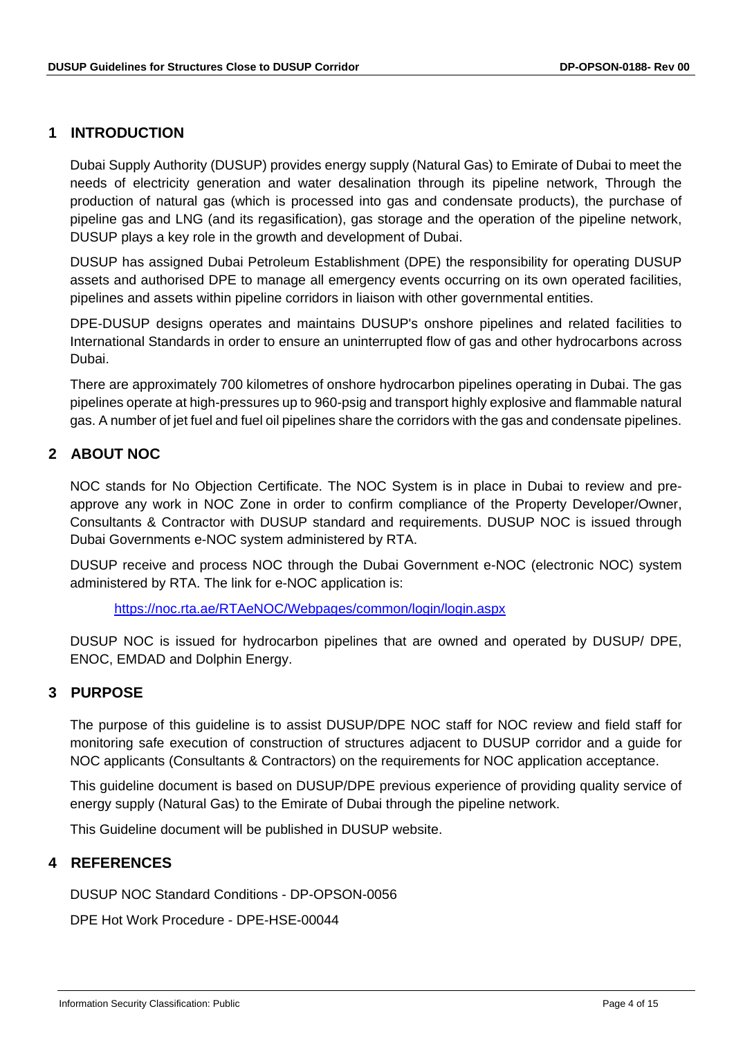## 1 INTRODUCTION

Dubai Supply Authority (DUSUP) provides energy supply (Natural Gas) to Emirate of Dubai to meet the needs of electricity generation and water desalination through its pipeline network, Through the production of natural gas (which is processed into gas and condensate products), the purchase of pipeline gas and LNG (and its regasification), gas storage and the operation of the pipeline network, DUSUP plays a key role in the growth and development of Dubai.

DUSUP has assigned Dubai Petroleum Establishment (DPE) the responsibility for operating DUSUP assets and authorised DPE to manage all emergency events occurring on its own operated facilities, pipelines and assets within pipeline corridors in liaison with other governmental entities.

DPE-DUSUP designs operates and maintains DUSUP's onshore pipelines and related facilities to International Standards in order to ensure an uninterrupted flow of gas and other hydrocarbons across Dubai.

There are approximately 700 kilometres of onshore hydrocarbon pipelines operating in Dubai. The gas pipelines operate at high-pressures up to 960-psig and transport highly explosive and flammable natural gas. A number of jet fuel and fuel oil pipelines share the corridors with the gas and condensate pipelines.

## 2 ABOUT NOC

NOC stands for No Objection Certificate. The NOC System is in place in Dubai to review and pre-approve any work in NOC Zone in order to confirm compliance of the Property Developer/Owner, Consultants & Contractor with DUSUP standard and requirements. DUSUP NOC is issued through Dubai Governments e-NOC system administered by RTA.

DUSUP receive and process NOC through the Dubai Government e-NOC (electronic NOC) system administered by RTA. The link for e-NOC application is:

https://noc.rta.ae/RTAeNOC/Webpages/common/login/login.aspx

DUSUP NOC is issued for hydrocarbon pipelines that are owned and operated by DUSUP/ DPE, ENOC, EMDAD and Dolphin Energy.

## 3 PURPOSE

The purpose of this guideline is to assist DUSUP/DPE NOC staff for NOC review and field staff for monitoring safe execution of construction of structures adjacent to DUSUP corridor and a guide for NOC applicants (Consultants & Contractors) on the requirements for NOC application acceptance.

This guideline document is based on DUSUP/DPE previous experience of providing quality service of energy supply (Natural Gas) to the Emirate of Dubai through the pipeline network.

This Guideline document will be published in DUSUP website.

## 4 REFERENCES

DUSUP NOC Standard Conditions - DP-OPSON-0056

DPE Hot Work Procedure - DPE-HSE-00044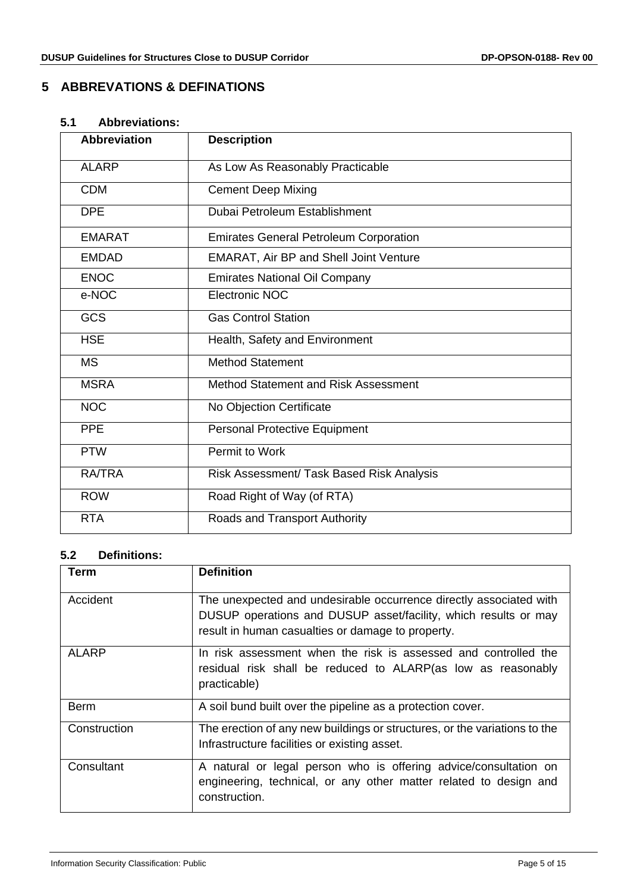# 5 ABBREVATIONS & DEFINATIONS

## 5.1 Abbreviations:

| Abbreviation | Description |
|---|---|
| ALARP | As Low As Reasonably Practicable |
| CDM | Cement Deep Mixing |
| DPE | Dubai Petroleum Establishment |
| EMARAT | Emirates General Petroleum Corporation |
| EMDAD | EMARAT, Air BP and Shell Joint Venture |
| ENOC | Emirates National Oil Company |
| e-NOC | Electronic NOC |
| GCS | Gas Control Station |
| HSE | Health, Safety and Environment |
| MS | Method Statement |
| MSRA | Method Statement and Risk Assessment |
| NOC | No Objection Certificate |
| PPE | Personal Protective Equipment |
| PTW | Permit to Work |
| RA/TRA | Risk Assessment/ Task Based Risk Analysis |
| ROW | Road Right of Way (of RTA) |
| RTA | Roads and Transport Authority |

## 5.2 Definitions:

| Term | Definition |
|---|---|
| Accident | The unexpected and undesirable occurrence directly associated with DUSUP operations and DUSUP asset/facility, which results or may result in human casualties or damage to property. |
| ALARP | In risk assessment when the risk is assessed and controlled the residual risk shall be reduced to ALARP(as low as reasonably practicable) |
| Berm | A soil bund built over the pipeline as a protection cover. |
| Construction | The erection of any new buildings or structures, or the variations to the Infrastructure facilities or existing asset. |
| Consultant | A natural or legal person who is offering advice/consultation on engineering, technical, or any other matter related to design and construction. |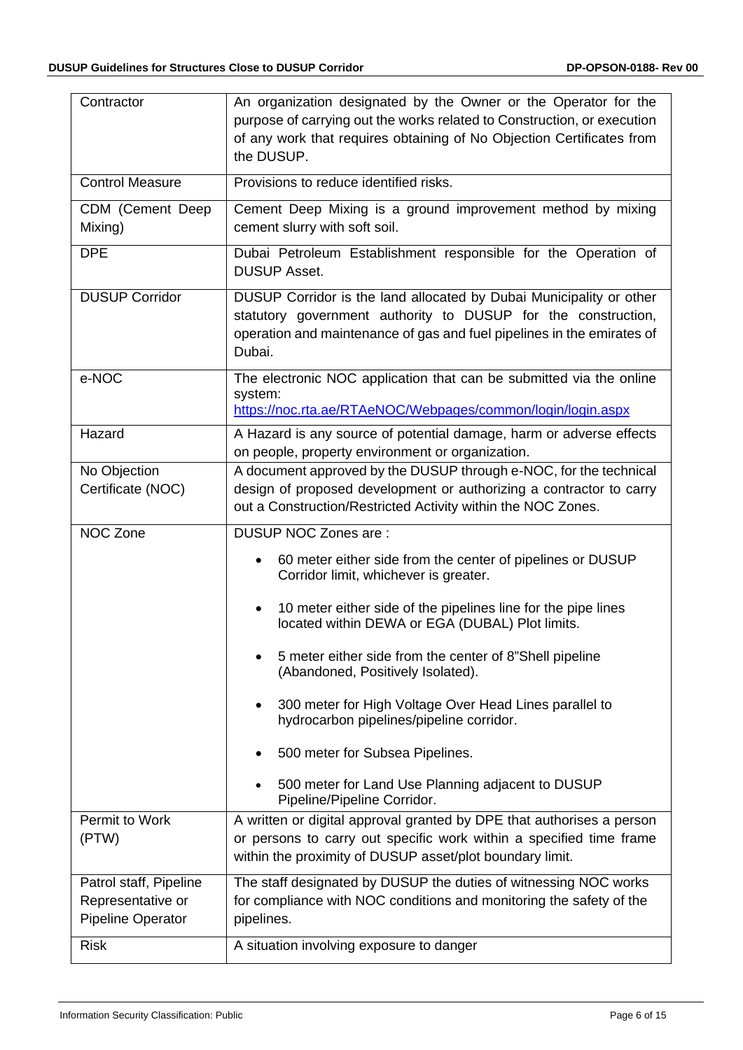| | |
|---|---|
| Contractor | An organization designated by the Owner or the Operator for the purpose of carrying out the works related to Construction, or execution of any work that requires obtaining of No Objection Certificates from the DUSUP. |
| Control Measure | Provisions to reduce identified risks. |
| CDM (Cement Deep Mixing) | Cement Deep Mixing is a ground improvement method by mixing cement slurry with soft soil. |
| DPE | Dubai Petroleum Establishment responsible for the Operation of DUSUP Asset. |
| DUSUP Corridor | DUSUP Corridor is the land allocated by Dubai Municipality or other statutory government authority to DUSUP for the construction, operation and maintenance of gas and fuel pipelines in the emirates of Dubai. |
| e-NOC | The electronic NOC application that can be submitted via the online system: https://noc.rta.ae/RTAeNOC/Webpages/common/login/login.aspx |
| Hazard | A Hazard is any source of potential damage, harm or adverse effects on people, property environment or organization. |
| No Objection Certificate (NOC) | A document approved by the DUSUP through e-NOC, for the technical design of proposed development or authorizing a contractor to carry out a Construction/Restricted Activity within the NOC Zones. |
| NOC Zone | DUSUP NOC Zones are :<br>• 60 meter either side from the center of pipelines or DUSUP Corridor limit, whichever is greater.<br>• 10 meter either side of the pipelines line for the pipe lines located within DEWA or EGA (DUBAL) Plot limits.<br>• 5 meter either side from the center of 8"Shell pipeline (Abandoned, Positively Isolated).<br>• 300 meter for High Voltage Over Head Lines parallel to hydrocarbon pipelines/pipeline corridor.<br>• 500 meter for Subsea Pipelines.<br>• 500 meter for Land Use Planning adjacent to DUSUP Pipeline/Pipeline Corridor. |
| Permit to Work (PTW) | A written or digital approval granted by DPE that authorises a person or persons to carry out specific work within a specified time frame within the proximity of DUSUP asset/plot boundary limit. |
| Patrol staff, Pipeline Representative or Pipeline Operator | The staff designated by DUSUP the duties of witnessing NOC works for compliance with NOC conditions and monitoring the safety of the pipelines. |
| Risk | A situation involving exposure to danger |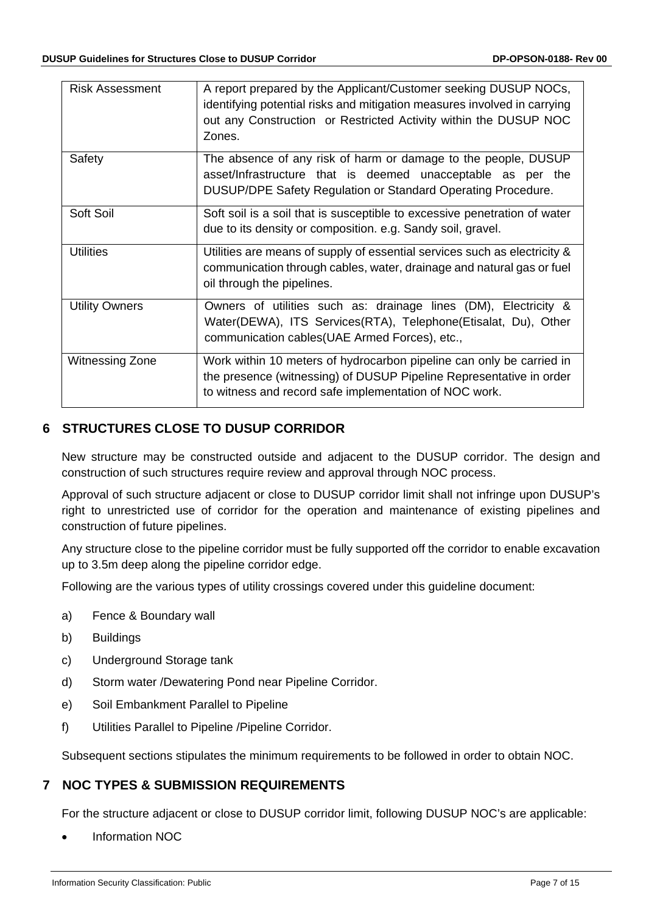| | |
|---|---|
| Risk Assessment | A report prepared by the Applicant/Customer seeking DUSUP NOCs, identifying potential risks and mitigation measures involved in carrying out any Construction or Restricted Activity within the DUSUP NOC Zones. |
| Safety | The absence of any risk of harm or damage to the people, DUSUP asset/Infrastructure that is deemed unacceptable as per the DUSUP/DPE Safety Regulation or Standard Operating Procedure. |
| Soft Soil | Soft soil is a soil that is susceptible to excessive penetration of water due to its density or composition. e.g. Sandy soil, gravel. |
| Utilities | Utilities are means of supply of essential services such as electricity & communication through cables, water, drainage and natural gas or fuel oil through the pipelines. |
| Utility Owners | Owners of utilities such as: drainage lines (DM), Electricity & Water(DEWA), ITS Services(RTA), Telephone(Etisalat, Du), Other communication cables(UAE Armed Forces), etc., |
| Witnessing Zone | Work within 10 meters of hydrocarbon pipeline can only be carried in the presence (witnessing) of DUSUP Pipeline Representative in order to witness and record safe implementation of NOC work. |

## 6 STRUCTURES CLOSE TO DUSUP CORRIDOR

New structure may be constructed outside and adjacent to the DUSUP corridor. The design and construction of such structures require review and approval through NOC process.

Approval of such structure adjacent or close to DUSUP corridor limit shall not infringe upon DUSUP's right to unrestricted use of corridor for the operation and maintenance of existing pipelines and construction of future pipelines.

Any structure close to the pipeline corridor must be fully supported off the corridor to enable excavation up to 3.5m deep along the pipeline corridor edge.

Following are the various types of utility crossings covered under this guideline document:

a) Fence & Boundary wall

b) Buildings

c) Underground Storage tank

d) Storm water /Dewatering Pond near Pipeline Corridor.

e) Soil Embankment Parallel to Pipeline

f) Utilities Parallel to Pipeline /Pipeline Corridor.

Subsequent sections stipulates the minimum requirements to be followed in order to obtain NOC.

## 7 NOC TYPES & SUBMISSION REQUIREMENTS

For the structure adjacent or close to DUSUP corridor limit, following DUSUP NOC's are applicable:

- Information NOC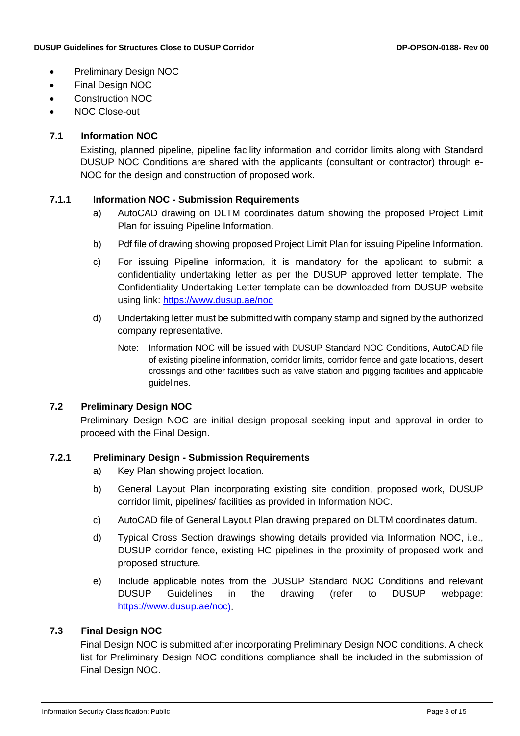- Preliminary Design NOC
- Final Design NOC
- Construction NOC
- NOC Close-out

## 7.1 Information NOC

Existing, planned pipeline, pipeline facility information and corridor limits along with Standard DUSUP NOC Conditions are shared with the applicants (consultant or contractor) through e-NOC for the design and construction of proposed work.

### 7.1.1 Information NOC - Submission Requirements

a) AutoCAD drawing on DLTM coordinates datum showing the proposed Project Limit Plan for issuing Pipeline Information.

b) Pdf file of drawing showing proposed Project Limit Plan for issuing Pipeline Information.

c) For issuing Pipeline information, it is mandatory for the applicant to submit a confidentiality undertaking letter as per the DUSUP approved letter template. The Confidentiality Undertaking Letter template can be downloaded from DUSUP website using link: https://www.dusup.ae/noc

d) Undertaking letter must be submitted with company stamp and signed by the authorized company representative.

Note: Information NOC will be issued with DUSUP Standard NOC Conditions, AutoCAD file of existing pipeline information, corridor limits, corridor fence and gate locations, desert crossings and other facilities such as valve station and pigging facilities and applicable guidelines.

## 7.2 Preliminary Design NOC

Preliminary Design NOC are initial design proposal seeking input and approval in order to proceed with the Final Design.

### 7.2.1 Preliminary Design - Submission Requirements

a) Key Plan showing project location.

b) General Layout Plan incorporating existing site condition, proposed work, DUSUP corridor limit, pipelines/ facilities as provided in Information NOC.

c) AutoCAD file of General Layout Plan drawing prepared on DLTM coordinates datum.

d) Typical Cross Section drawings showing details provided via Information NOC, i.e., DUSUP corridor fence, existing HC pipelines in the proximity of proposed work and proposed structure.

e) Include applicable notes from the DUSUP Standard NOC Conditions and relevant DUSUP Guidelines in the drawing (refer to DUSUP webpage: https://www.dusup.ae/noc).

## 7.3 Final Design NOC

Final Design NOC is submitted after incorporating Preliminary Design NOC conditions. A check list for Preliminary Design NOC conditions compliance shall be included in the submission of Final Design NOC.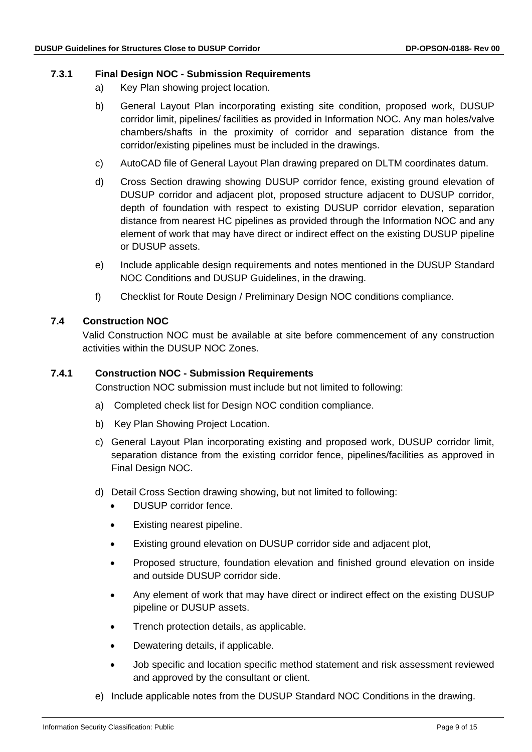#### 7.3.1 Final Design NOC - Submission Requirements

a) Key Plan showing project location.

b) General Layout Plan incorporating existing site condition, proposed work, DUSUP corridor limit, pipelines/ facilities as provided in Information NOC. Any man holes/valve chambers/shafts in the proximity of corridor and separation distance from the corridor/existing pipelines must be included in the drawings.

c) AutoCAD file of General Layout Plan drawing prepared on DLTM coordinates datum.

d) Cross Section drawing showing DUSUP corridor fence, existing ground elevation of DUSUP corridor and adjacent plot, proposed structure adjacent to DUSUP corridor, depth of foundation with respect to existing DUSUP corridor elevation, separation distance from nearest HC pipelines as provided through the Information NOC and any element of work that may have direct or indirect effect on the existing DUSUP pipeline or DUSUP assets.

e) Include applicable design requirements and notes mentioned in the DUSUP Standard NOC Conditions and DUSUP Guidelines, in the drawing.

f) Checklist for Route Design / Preliminary Design NOC conditions compliance.

### 7.4 Construction NOC

Valid Construction NOC must be available at site before commencement of any construction activities within the DUSUP NOC Zones.

#### 7.4.1 Construction NOC - Submission Requirements

Construction NOC submission must include but not limited to following:

a) Completed check list for Design NOC condition compliance.

b) Key Plan Showing Project Location.

c) General Layout Plan incorporating existing and proposed work, DUSUP corridor limit, separation distance from the existing corridor fence, pipelines/facilities as approved in Final Design NOC.

d) Detail Cross Section drawing showing, but not limited to following:
   - DUSUP corridor fence.
   - Existing nearest pipeline.
   - Existing ground elevation on DUSUP corridor side and adjacent plot,
   - Proposed structure, foundation elevation and finished ground elevation on inside and outside DUSUP corridor side.
   - Any element of work that may have direct or indirect effect on the existing DUSUP pipeline or DUSUP assets.
   - Trench protection details, as applicable.
   - Dewatering details, if applicable.
   - Job specific and location specific method statement and risk assessment reviewed and approved by the consultant or client.

e) Include applicable notes from the DUSUP Standard NOC Conditions in the drawing.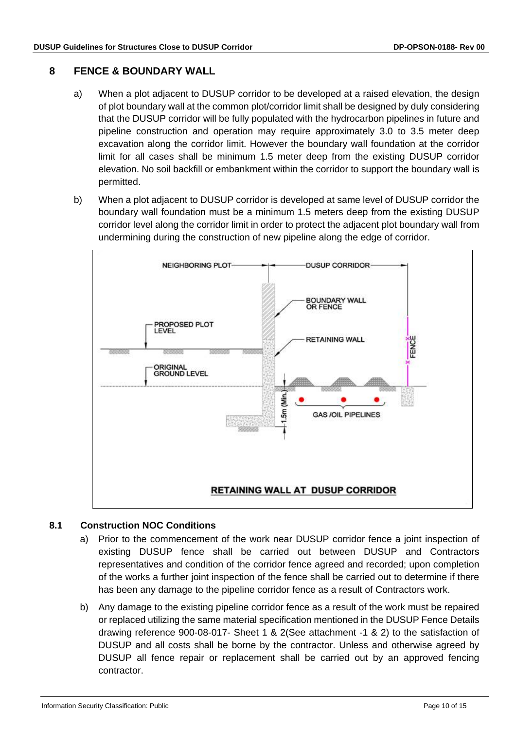## 8 FENCE & BOUNDARY WALL

a) When a plot adjacent to DUSUP corridor to be developed at a raised elevation, the design of plot boundary wall at the common plot/corridor limit shall be designed by duly considering that the DUSUP corridor will be fully populated with the hydrocarbon pipelines in future and pipeline construction and operation may require approximately 3.0 to 3.5 meter deep excavation along the corridor limit. However the boundary wall foundation at the corridor limit for all cases shall be minimum 1.5 meter deep from the existing DUSUP corridor elevation. No soil backfill or embankment within the corridor to support the boundary wall is permitted.

b) When a plot adjacent to DUSUP corridor is developed at same level of DUSUP corridor the boundary wall foundation must be a minimum 1.5 meters deep from the existing DUSUP corridor level along the corridor limit in order to protect the adjacent plot boundary wall from undermining during the construction of new pipeline along the edge of corridor.

NEIGHBORING PLOT
DUSUP CORRIDOR
BOUNDARY WALL OR FENCE
PROPOSED PLOT LEVEL
RETAINING WALL
FENCE
ORIGINAL GROUND LEVEL
1.5m (Min.)
GAS /OIL PIPELINES

**RETAINING WALL AT DUSUP CORRIDOR**

### 8.1 Construction NOC Conditions

a) Prior to the commencement of the work near DUSUP corridor fence a joint inspection of existing DUSUP fence shall be carried out between DUSUP and Contractors representatives and condition of the corridor fence agreed and recorded; upon completion of the works a further joint inspection of the fence shall be carried out to determine if there has been any damage to the pipeline corridor fence as a result of Contractors work.

b) Any damage to the existing pipeline corridor fence as a result of the work must be repaired or replaced utilizing the same material specification mentioned in the DUSUP Fence Details drawing reference 900-08-017- Sheet 1 & 2(See attachment -1 & 2) to the satisfaction of DUSUP and all costs shall be borne by the contractor. Unless and otherwise agreed by DUSUP all fence repair or replacement shall be carried out by an approved fencing contractor.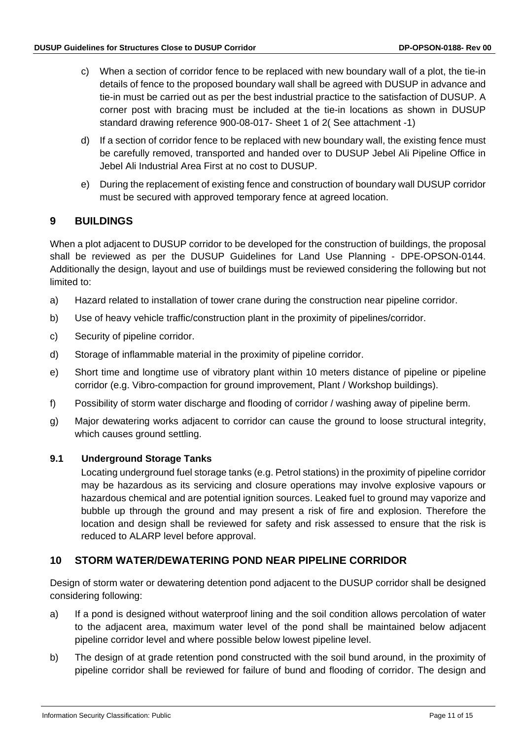c) When a section of corridor fence to be replaced with new boundary wall of a plot, the tie-in details of fence to the proposed boundary wall shall be agreed with DUSUP in advance and tie-in must be carried out as per the best industrial practice to the satisfaction of DUSUP. A corner post with bracing must be included at the tie-in locations as shown in DUSUP standard drawing reference 900-08-017- Sheet 1 of 2( See attachment -1)

d) If a section of corridor fence to be replaced with new boundary wall, the existing fence must be carefully removed, transported and handed over to DUSUP Jebel Ali Pipeline Office in Jebel Ali Industrial Area First at no cost to DUSUP.

e) During the replacement of existing fence and construction of boundary wall DUSUP corridor must be secured with approved temporary fence at agreed location.

## 9 BUILDINGS

When a plot adjacent to DUSUP corridor to be developed for the construction of buildings, the proposal shall be reviewed as per the DUSUP Guidelines for Land Use Planning - DPE-OPSON-0144. Additionally the design, layout and use of buildings must be reviewed considering the following but not limited to:

a) Hazard related to installation of tower crane during the construction near pipeline corridor.

b) Use of heavy vehicle traffic/construction plant in the proximity of pipelines/corridor.

c) Security of pipeline corridor.

d) Storage of inflammable material in the proximity of pipeline corridor.

e) Short time and longtime use of vibratory plant within 10 meters distance of pipeline or pipeline corridor (e.g. Vibro-compaction for ground improvement, Plant / Workshop buildings).

f) Possibility of storm water discharge and flooding of corridor / washing away of pipeline berm.

g) Major dewatering works adjacent to corridor can cause the ground to loose structural integrity, which causes ground settling.

### 9.1 Underground Storage Tanks

Locating underground fuel storage tanks (e.g. Petrol stations) in the proximity of pipeline corridor may be hazardous as its servicing and closure operations may involve explosive vapours or hazardous chemical and are potential ignition sources. Leaked fuel to ground may vaporize and bubble up through the ground and may present a risk of fire and explosion. Therefore the location and design shall be reviewed for safety and risk assessed to ensure that the risk is reduced to ALARP level before approval.

## 10 STORM WATER/DEWATERING POND NEAR PIPELINE CORRIDOR

Design of storm water or dewatering detention pond adjacent to the DUSUP corridor shall be designed considering following:

a) If a pond is designed without waterproof lining and the soil condition allows percolation of water to the adjacent area, maximum water level of the pond shall be maintained below adjacent pipeline corridor level and where possible below lowest pipeline level.

b) The design of at grade retention pond constructed with the soil bund around, in the proximity of pipeline corridor shall be reviewed for failure of bund and flooding of corridor. The design and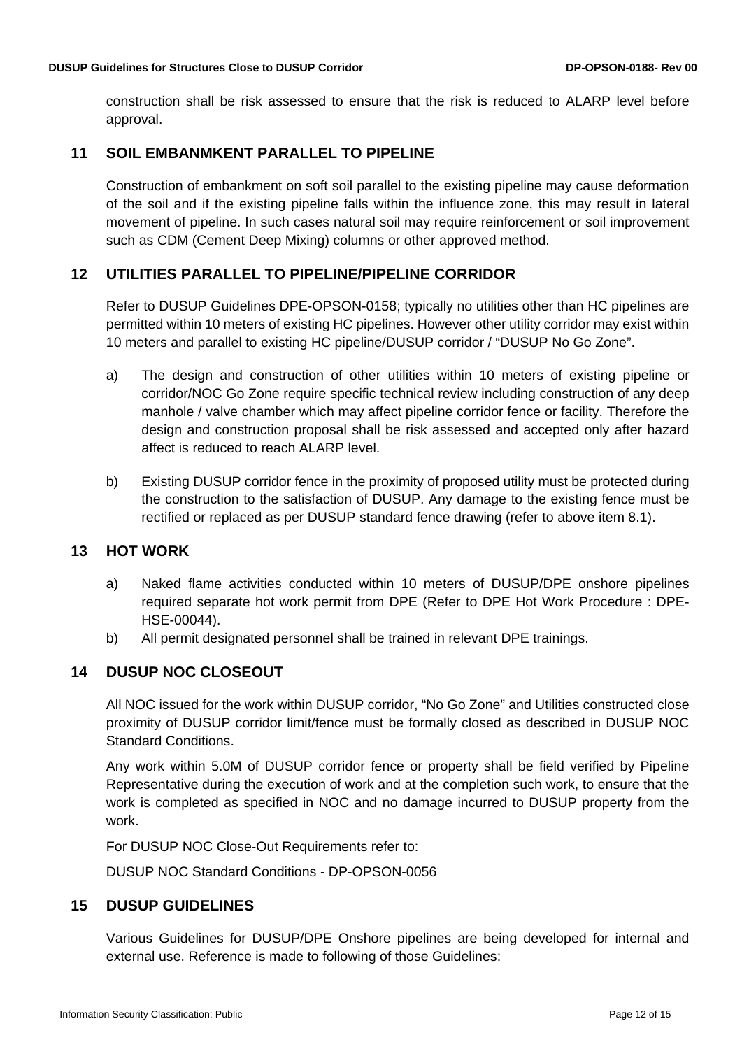construction shall be risk assessed to ensure that the risk is reduced to ALARP level before approval.

## 11 SOIL EMBANMKENT PARALLEL TO PIPELINE

Construction of embankment on soft soil parallel to the existing pipeline may cause deformation of the soil and if the existing pipeline falls within the influence zone, this may result in lateral movement of pipeline. In such cases natural soil may require reinforcement or soil improvement such as CDM (Cement Deep Mixing) columns or other approved method.

## 12 UTILITIES PARALLEL TO PIPELINE/PIPELINE CORRIDOR

Refer to DUSUP Guidelines DPE-OPSON-0158; typically no utilities other than HC pipelines are permitted within 10 meters of existing HC pipelines. However other utility corridor may exist within 10 meters and parallel to existing HC pipeline/DUSUP corridor / "DUSUP No Go Zone".

a) The design and construction of other utilities within 10 meters of existing pipeline or corridor/NOC Go Zone require specific technical review including construction of any deep manhole / valve chamber which may affect pipeline corridor fence or facility. Therefore the design and construction proposal shall be risk assessed and accepted only after hazard affect is reduced to reach ALARP level.

b) Existing DUSUP corridor fence in the proximity of proposed utility must be protected during the construction to the satisfaction of DUSUP. Any damage to the existing fence must be rectified or replaced as per DUSUP standard fence drawing (refer to above item 8.1).

## 13 HOT WORK

a) Naked flame activities conducted within 10 meters of DUSUP/DPE onshore pipelines required separate hot work permit from DPE (Refer to DPE Hot Work Procedure : DPE-HSE-00044).

b) All permit designated personnel shall be trained in relevant DPE trainings.

## 14 DUSUP NOC CLOSEOUT

All NOC issued for the work within DUSUP corridor, "No Go Zone" and Utilities constructed close proximity of DUSUP corridor limit/fence must be formally closed as described in DUSUP NOC Standard Conditions.

Any work within 5.0M of DUSUP corridor fence or property shall be field verified by Pipeline Representative during the execution of work and at the completion such work, to ensure that the work is completed as specified in NOC and no damage incurred to DUSUP property from the work.

For DUSUP NOC Close-Out Requirements refer to:

DUSUP NOC Standard Conditions - DP-OPSON-0056

## 15 DUSUP GUIDELINES

Various Guidelines for DUSUP/DPE Onshore pipelines are being developed for internal and external use. Reference is made to following of those Guidelines: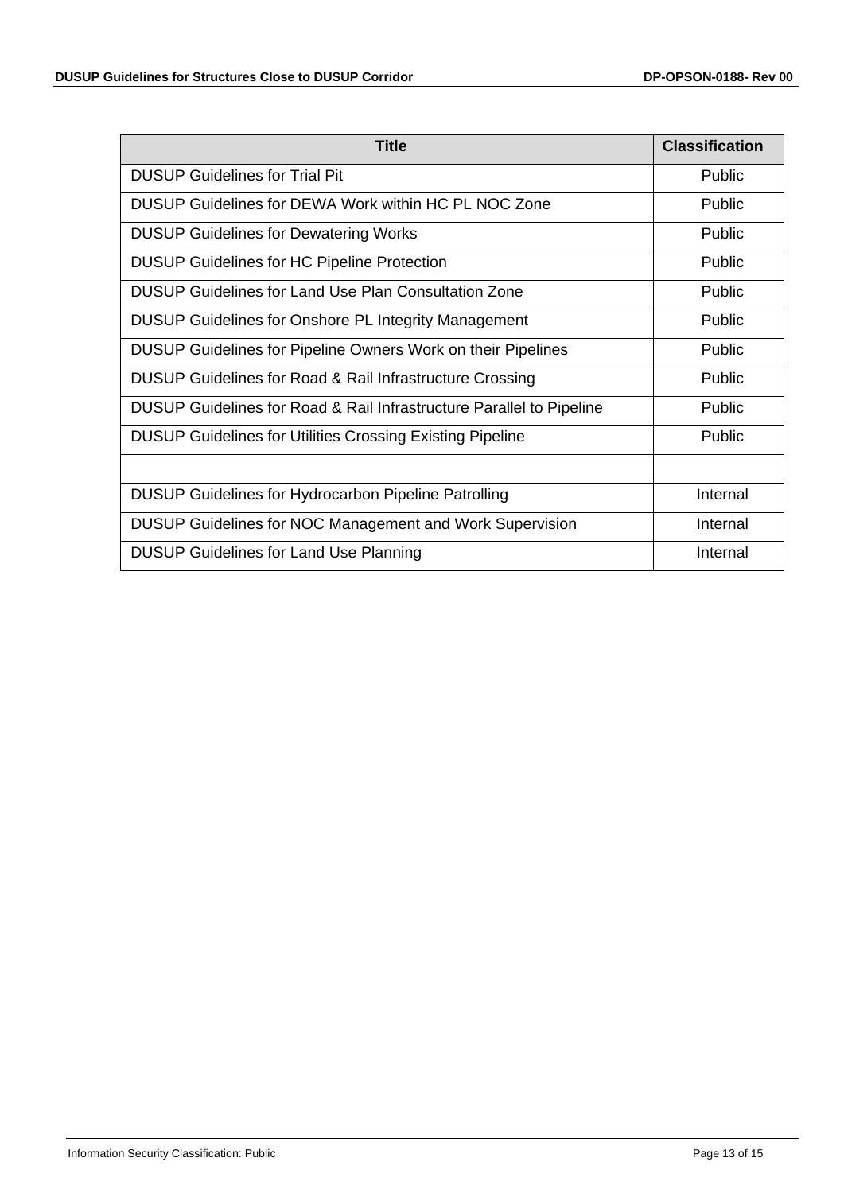| Title | Classification |
|---|---|
| DUSUP Guidelines for Trial Pit | Public |
| DUSUP Guidelines for DEWA Work within HC PL NOC Zone | Public |
| DUSUP Guidelines for Dewatering Works | Public |
| DUSUP Guidelines for HC Pipeline Protection | Public |
| DUSUP Guidelines for Land Use Plan Consultation Zone | Public |
| DUSUP Guidelines for Onshore PL Integrity Management | Public |
| DUSUP Guidelines for Pipeline Owners Work on their Pipelines | Public |
| DUSUP Guidelines for Road & Rail Infrastructure Crossing | Public |
| DUSUP Guidelines for Road & Rail Infrastructure Parallel to Pipeline | Public |
| DUSUP Guidelines for Utilities Crossing Existing Pipeline | Public |
| | |
| DUSUP Guidelines for Hydrocarbon Pipeline Patrolling | Internal |
| DUSUP Guidelines for NOC Management and Work Supervision | Internal |
| DUSUP Guidelines for Land Use Planning | Internal |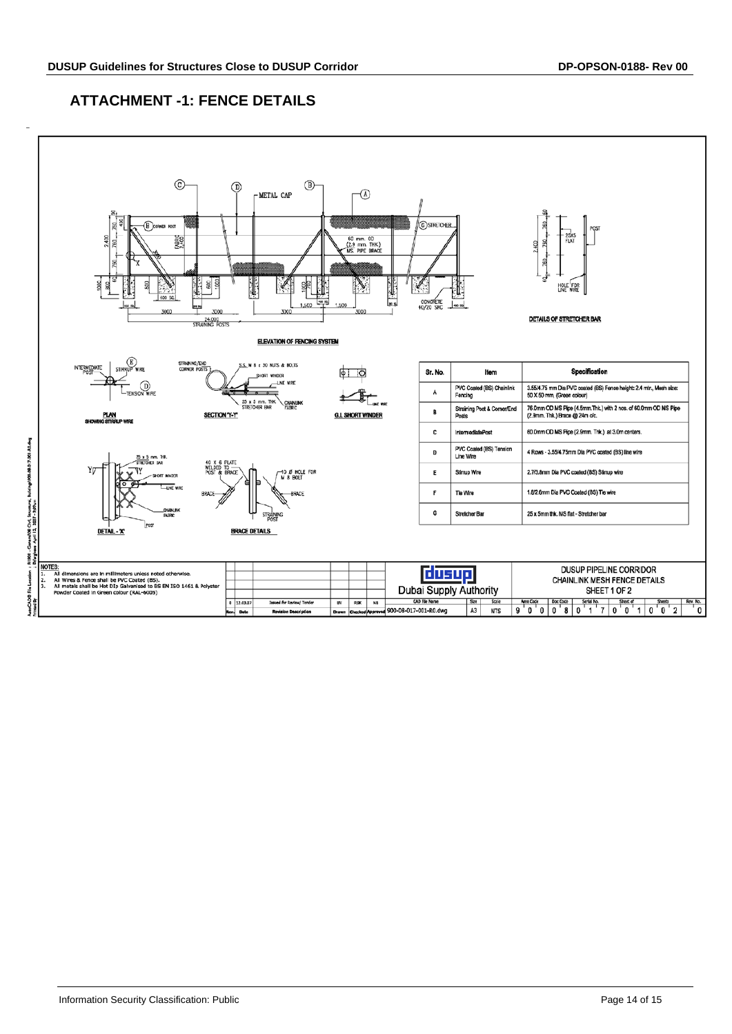## ATTACHMENT -1: FENCE DETAILS

ELEVATION OF FENCING SYSTEM

DETAILS OF STRETCHER BAR

PLAN SHOWING STIRRUP WIRE

SECTION 'Y-Y'

G.I. SHORT WINDER

DETAIL - 'X'

BRACE DETAILS

| Sr. No. | Item | Specification |
|---|---|---|
| A | PVC Coated (BS) Chainlink Fencing | 3.55/4.75 mm Dia PVC coated (BS) Fence height: 2.4 mtr., Mesh size: 50 X 50 mm. (Green colour) |
| B | Straining Post & Corner/End Posts | 76.0mm OD MS Pipe (4.5mm.Thk.) with 2 nos. of 60.0mm OD MS Pipe (2.9mm. Thk.) Brace @ 24m c/c. |
| C | IntermediatePost | 60.0mm OD MS Pipe (2.9mm. Thk.) at 3.0m centers. |
| D | PVC Coated (BS) Tension Line Wire | 4 Rows - 3.55/4.75mm Dia PVC coated (BS) line wire |
| E | Stirrup Wire | 2.7/3.8mm Dia PVC coated (BS) Stirrup wire |
| F | Tie Wire | 1.6/2.6mm Dia PVC Coated (BS) Tie wire |
| G | Stretcher Bar | 25 x 5mm thk. MS flat - Stretcher bar |

NOTES:
1. All dimensions are in millimeters unless noted otherwise.
2. All Wires & Fence shall be PVC Coated (BS).
3. All metals shall be Hot Dip Galvanised to BS EN ISO 1461 & Polyester Powder Coated in Green colour (RAL-6005)

Dubai Supply Authority

DUSUP PIPELINE CORRIDOR
CHAINLINK MESH FENCE DETAILS
SHEET 1 OF 2

| Rev. | Date | Revision Description | Drawn | Checked | Approved | CAD File Name | Size | Scale |
|---|---|---|---|---|---|---|---|---|
| 0 | 12.03.07 | Issued for Review/ Tender | BV | RBK | NB | 900-08-017-001-R0.dwg | A3 | NTS |

Area Code: 900 | Doc Code: 08 | Serial No.: 017 | Sheet of: 001 | Sheets: 002 | Rev No.: 0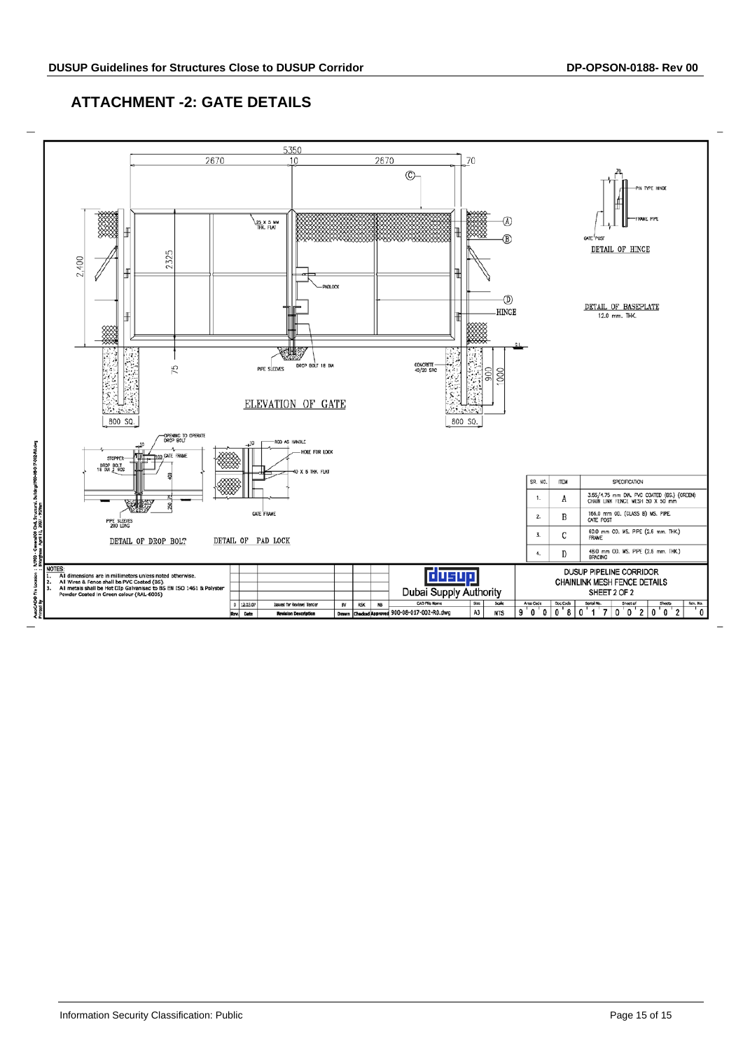# ATTACHMENT -2: GATE DETAILS

5350
2670
10
2670
70
2,400
2325
25 X 5 MM THK. FLAT
PADLOCK
HINGE
DROP BOLT 16 DIA
PIPE SLEEVES
CONCRETE 40/20 SRC
75
900
1000
ELEVATION OF GATE
800 SQ.
800 SQ.

PIN TYPE HINGE
FRAME PIPE
GATE POST
DETAIL OF HINGE

DETAIL OF BASEPLATE
12.0 mm. THK.

OPENING TO OPERATE DROP BOLT
STOPPER
GATE FRAME
DROP BOLT 16 DIA 2 NOS
PIPE SLEEVES 200 LONG
DETAIL OF DROP BOLT

ROD AS HANDLE
HOLE FOR LOCK
40 X 5 THK. FLAT
GATE FRAME
DETAIL OF PAD LOCK

| SR. NO. | ITEM | SPECIFICATION |
|---|---|---|
| 1. | A | 3.55/4.75 mm DIA. PVC COATED (BS.) (GREEN) CHAIN LINK FENCE MESH 50 X 50 mm |
| 2. | B | 166.0 mm OD. (CLASS B) MS. PIPE. GATE POST |
| 3. | C | 60.0 mm OD. MS. PIPE (2.6 mm. THK.) FRAME |
| 4. | D | 48.0 mm OD. MS. PIPE (2.6 mm. THK.) BRACING |

NOTES:
1. All dimensions are in millimeters unless noted otherwise.
2. All Wires & Fence shall be PVC Coated (BS).
3. All metals shall be Hot Dip Galvanised to BS EN ISO 1461 & Polyster Powder Coated in Green colour (RAL-6005)

| Rev. | Date | Revision Description | Drawn | Checked | Approved |
|---|---|---|---|---|---|
| 0 | 12.03.07 | Issued for Review/ Tender | BV | RSK | NB |

dusup
Dubai Supply Authority

DUSUP PIPELINE CORRIDOR
CHAINLINK MESH FENCE DETAILS
SHEET 2 OF 2

| CAD File Name | Size | Scale | Area Code | Doc Code | Serial No. | Sheet of | Sheets | Rev. No. |
|---|---|---|---|---|---|---|---|---|
| 900-08-017-002-R0.dwg | A3 | NTS | 900 | 08 | 017 | 002 | 002 | 0 |